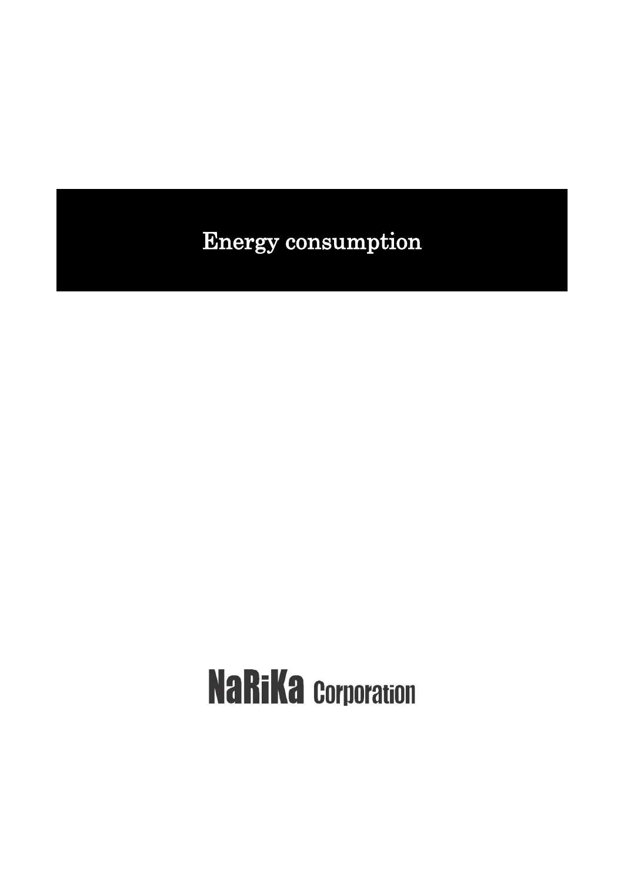# Energy consumption

NaRiKa Corporation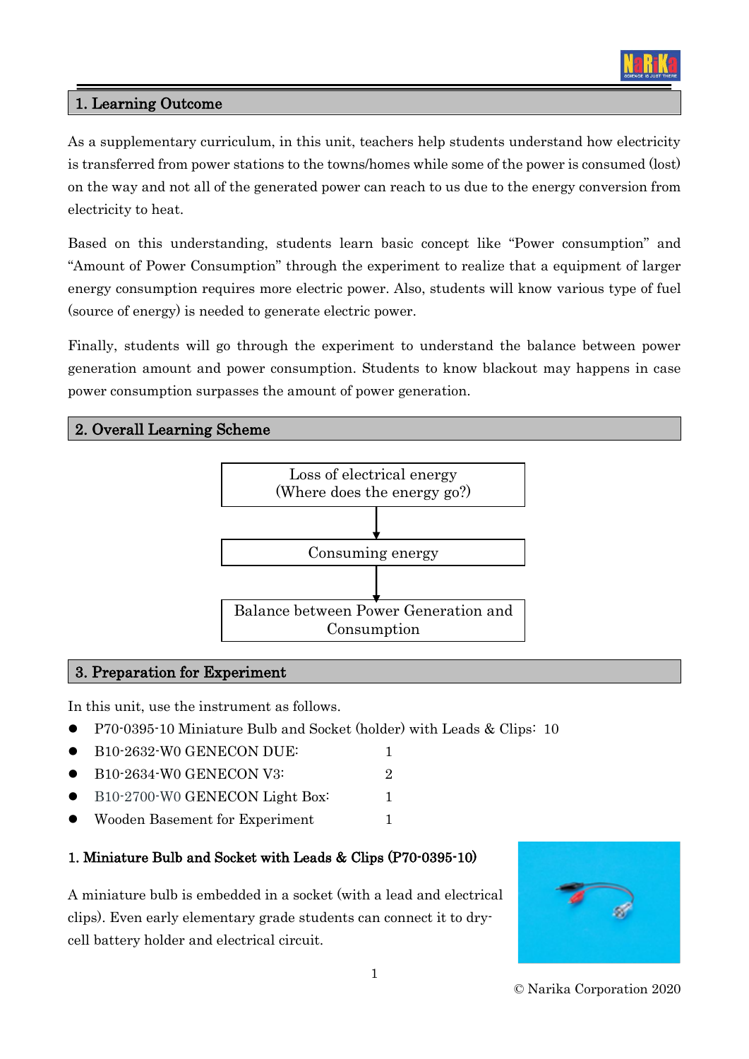## 1. Learning Outcome

As a supplementary curriculum, in this unit, teachers help students understand how electricity is transferred from power stations to the towns/homes while some of the power is consumed (lost) on the way and not all of the generated power can reach to us due to the energy conversion from electricity to heat.

Based on this understanding, students learn basic concept like "Power consumption" and "Amount of Power Consumption" through the experiment to realize that a equipment of larger energy consumption requires more electric power. Also, students will know various type of fuel (source of energy) is needed to generate electric power.

Finally, students will go through the experiment to understand the balance between power generation amount and power consumption. Students to know blackout may happens in case power consumption surpasses the amount of power generation.

## 2. Overall Learning Scheme

Loss of electrical energy
(Where does the energy go?)

↓

Consuming energy

↓

Balance between Power Generation and Consumption

## 3. Preparation for Experiment

In this unit, use the instrument as follows.

- P70-0395-10 Miniature Bulb and Socket (holder) with Leads & Clips: 10
- B10-2632-W0 GENECON DUE: 1
- B10-2634-W0 GENECON V3: 2
- B10-2700-W0 GENECON Light Box: 1
- Wooden Basement for Experiment 1

### 1. Miniature Bulb and Socket with Leads & Clips (P70-0395-10)

A miniature bulb is embedded in a socket (with a lead and electrical clips). Even early elementary grade students can connect it to dry-cell battery holder and electrical circuit.

© Narika Corporation 2020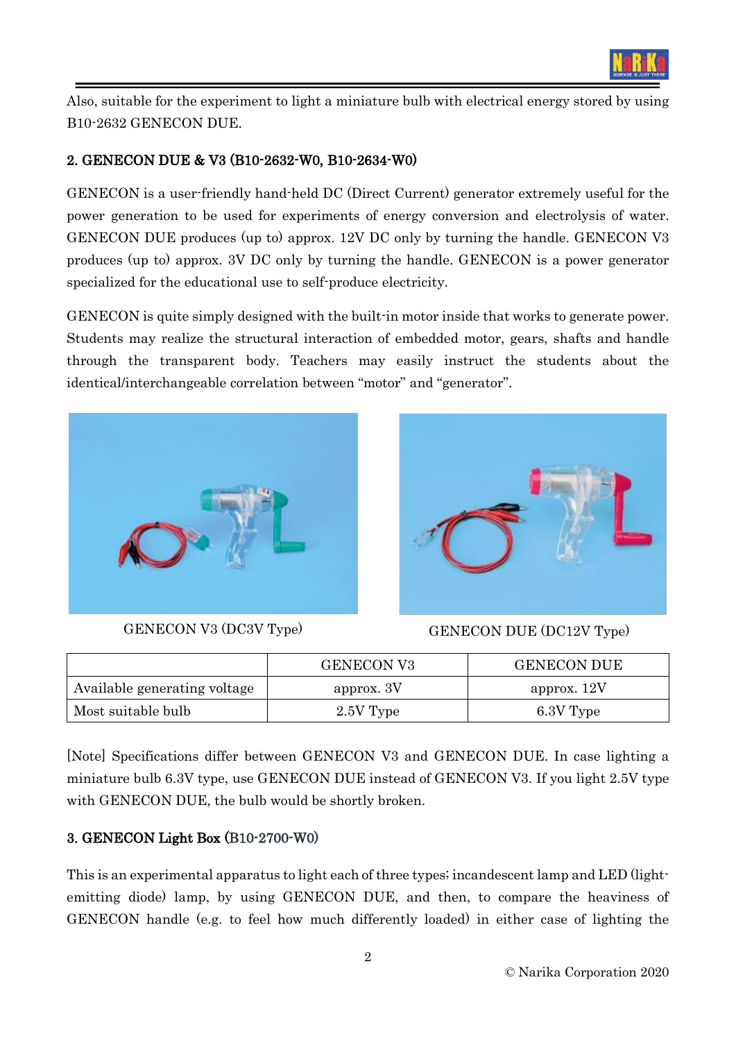Also, suitable for the experiment to light a miniature bulb with electrical energy stored by using B10-2632 GENECON DUE.

## 2. GENECON DUE & V3 (B10-2632-W0, B10-2634-W0)

GENECON is a user-friendly hand-held DC (Direct Current) generator extremely useful for the power generation to be used for experiments of energy conversion and electrolysis of water. GENECON DUE produces (up to) approx. 12V DC only by turning the handle. GENECON V3 produces (up to) approx. 3V DC only by turning the handle. GENECON is a power generator specialized for the educational use to self-produce electricity.

GENECON is quite simply designed with the built-in motor inside that works to generate power. Students may realize the structural interaction of embedded motor, gears, shafts and handle through the transparent body. Teachers may easily instruct the students about the identical/interchangeable correlation between "motor" and "generator".

GENECON V3 (DC3V Type)

GENECON DUE (DC12V Type)

| | GENECON V3 | GENECON DUE |
|---|---|---|
| Available generating voltage | approx. 3V | approx. 12V |
| Most suitable bulb | 2.5V Type | 6.3V Type |

[Note] Specifications differ between GENECON V3 and GENECON DUE. In case lighting a miniature bulb 6.3V type, use GENECON DUE instead of GENECON V3. If you light 2.5V type with GENECON DUE, the bulb would be shortly broken.

## 3. GENECON Light Box (B10-2700-W0)

This is an experimental apparatus to light each of three types; incandescent lamp and LED (light-emitting diode) lamp, by using GENECON DUE, and then, to compare the heaviness of GENECON handle (e.g. to feel how much differently loaded) in either case of lighting the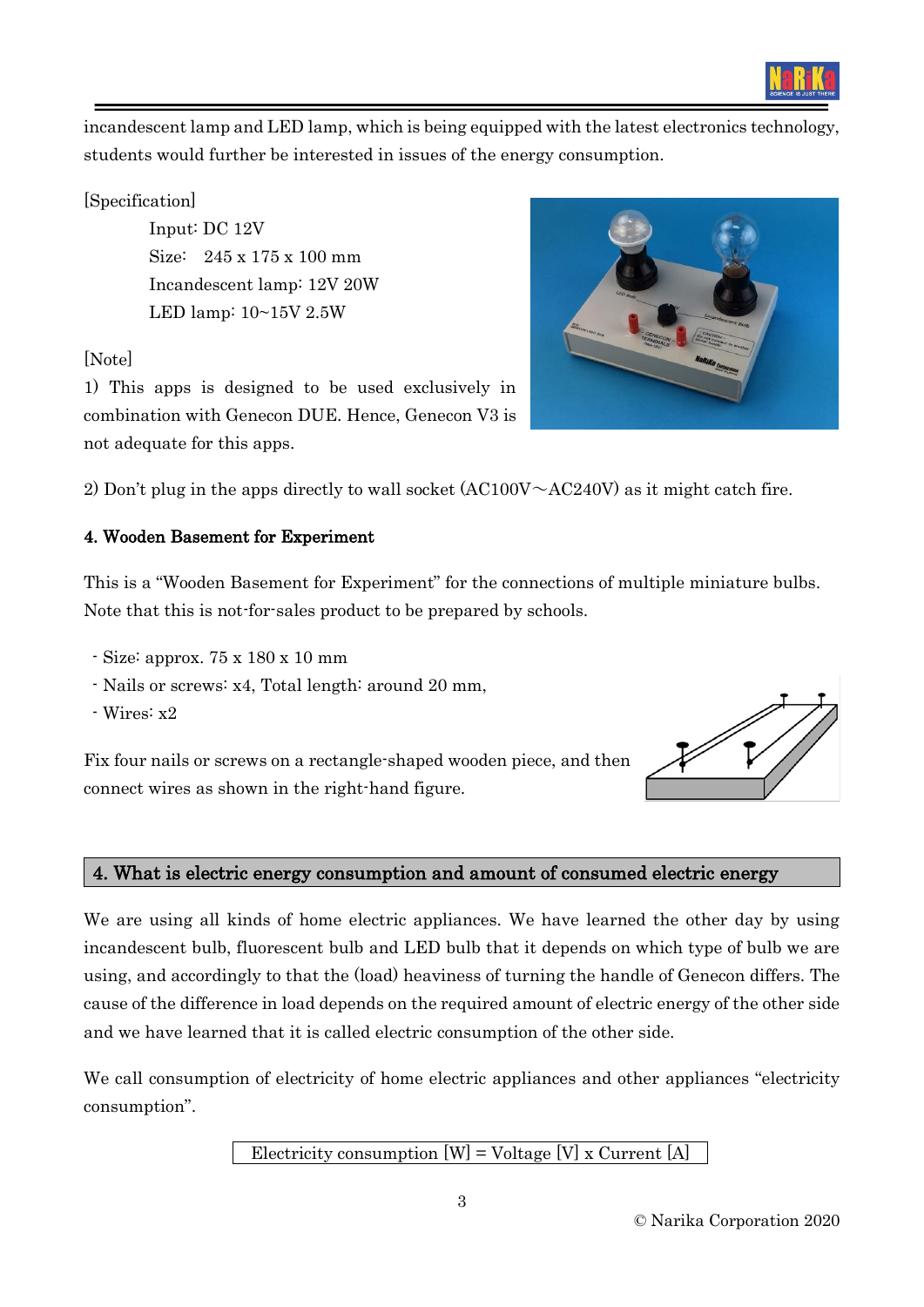incandescent lamp and LED lamp, which is being equipped with the latest electronics technology, students would further be interested in issues of the energy consumption.

[Specification]

Input: DC 12V
Size:  245 x 175 x 100 mm
Incandescent lamp: 12V 20W
LED lamp: 10~15V 2.5W

[Note]

1) This apps is designed to be used exclusively in combination with Genecon DUE. Hence, Genecon V3 is not adequate for this apps.

2) Don't plug in the apps directly to wall socket (AC100V～AC240V) as it might catch fire.

### 4. Wooden Basement for Experiment

This is a "Wooden Basement for Experiment" for the connections of multiple miniature bulbs. Note that this is not-for-sales product to be prepared by schools.

- Size: approx. 75 x 180 x 10 mm
- Nails or screws: x4, Total length: around 20 mm,
- Wires: x2

Fix four nails or screws on a rectangle-shaped wooden piece, and then connect wires as shown in the right-hand figure.

## 4. What is electric energy consumption and amount of consumed electric energy

We are using all kinds of home electric appliances. We have learned the other day by using incandescent bulb, fluorescent bulb and LED bulb that it depends on which type of bulb we are using, and accordingly to that the (load) heaviness of turning the handle of Genecon differs. The cause of the difference in load depends on the required amount of electric energy of the other side and we have learned that it is called electric consumption of the other side.

We call consumption of electricity of home electric appliances and other appliances "electricity consumption".

| Electricity consumption [W] = Voltage [V] x Current [A] |
|---|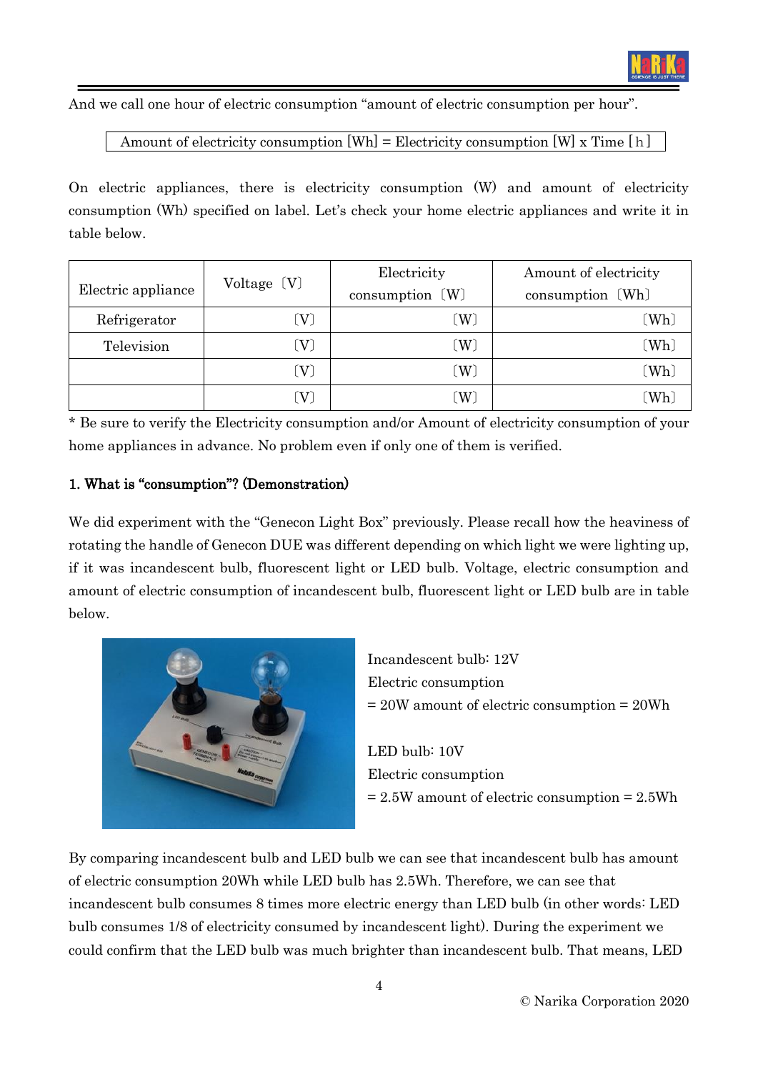And we call one hour of electric consumption “amount of electric consumption per hour”.

Amount of electricity consumption [Wh] = Electricity consumption [W] x Time [h]

On electric appliances, there is electricity consumption (W) and amount of electricity consumption (Wh) specified on label. Let’s check your home electric appliances and write it in table below.

| Electric appliance | Voltage 〔V〕 | Electricity consumption 〔W〕 | Amount of electricity consumption 〔Wh〕 |
|---|---|---|---|
| Refrigerator | 〔V〕 | 〔W〕 | 〔Wh〕 |
| Television | 〔V〕 | 〔W〕 | 〔Wh〕 |
| | 〔V〕 | 〔W〕 | 〔Wh〕 |
| | 〔V〕 | 〔W〕 | 〔Wh〕 |

* Be sure to verify the Electricity consumption and/or Amount of electricity consumption of your home appliances in advance. No problem even if only one of them is verified.

### 1. What is “consumption”? (Demonstration)

We did experiment with the “Genecon Light Box” previously. Please recall how the heaviness of rotating the handle of Genecon DUE was different depending on which light we were lighting up, if it was incandescent bulb, fluorescent light or LED bulb. Voltage, electric consumption and amount of electric consumption of incandescent bulb, fluorescent light or LED bulb are in table below.

Incandescent bulb: 12V
Electric consumption
= 20W amount of electric consumption = 20Wh

LED bulb: 10V
Electric consumption
= 2.5W amount of electric consumption = 2.5Wh

By comparing incandescent bulb and LED bulb we can see that incandescent bulb has amount of electric consumption 20Wh while LED bulb has 2.5Wh. Therefore, we can see that incandescent bulb consumes 8 times more electric energy than LED bulb (in other words: LED bulb consumes 1/8 of electricity consumed by incandescent light). During the experiment we could confirm that the LED bulb was much brighter than incandescent bulb. That means, LED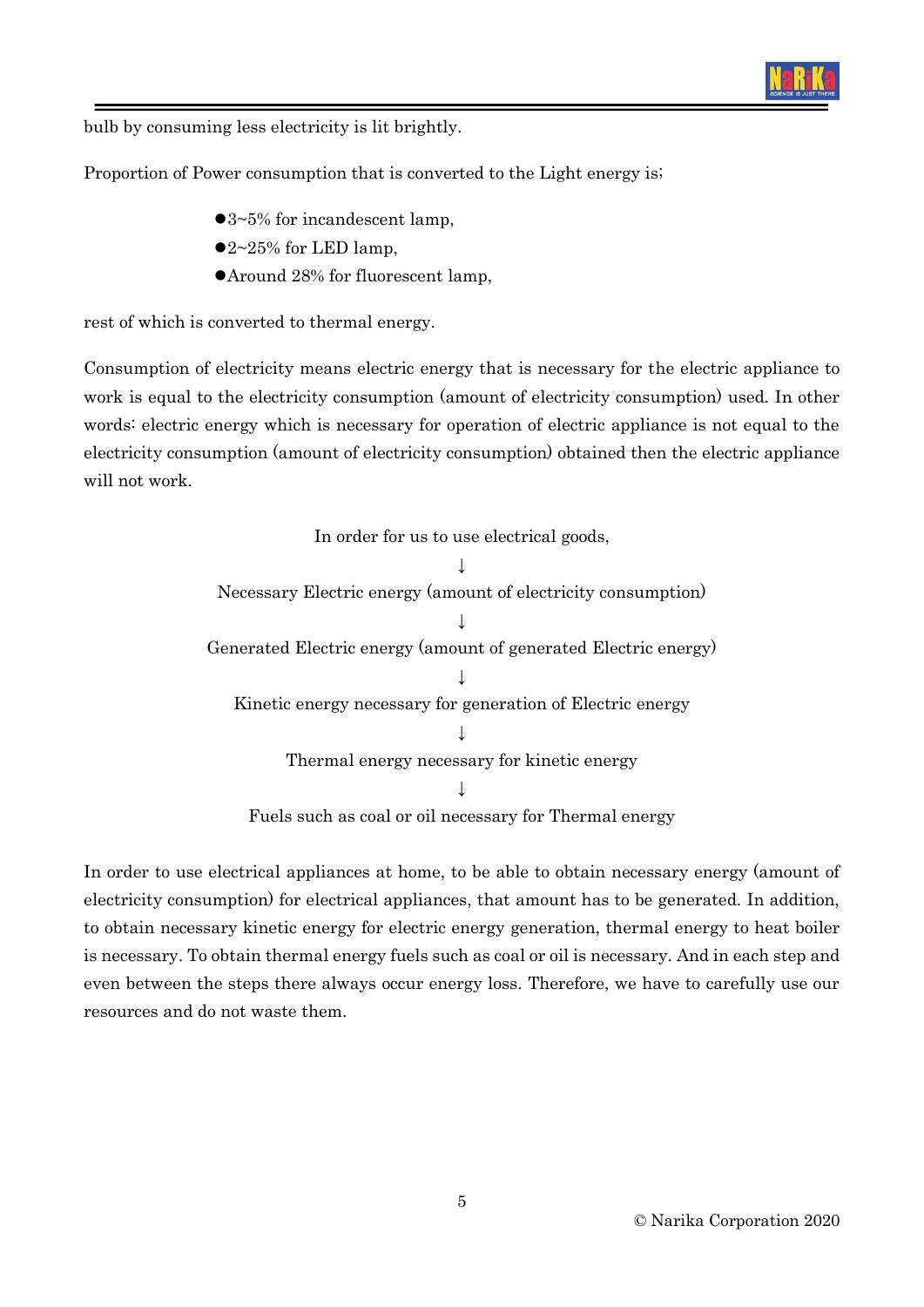bulb by consuming less electricity is lit brightly.

Proportion of Power consumption that is converted to the Light energy is;

- 3~5% for incandescent lamp,
- 2~25% for LED lamp,
- Around 28% for fluorescent lamp,

rest of which is converted to thermal energy.

Consumption of electricity means electric energy that is necessary for the electric appliance to work is equal to the electricity consumption (amount of electricity consumption) used. In other words: electric energy which is necessary for operation of electric appliance is not equal to the electricity consumption (amount of electricity consumption) obtained then the electric appliance will not work.

In order for us to use electrical goods,

↓

Necessary Electric energy (amount of electricity consumption)

↓

Generated Electric energy (amount of generated Electric energy)

↓

Kinetic energy necessary for generation of Electric energy

↓

Thermal energy necessary for kinetic energy

↓

Fuels such as coal or oil necessary for Thermal energy

In order to use electrical appliances at home, to be able to obtain necessary energy (amount of electricity consumption) for electrical appliances, that amount has to be generated. In addition, to obtain necessary kinetic energy for electric energy generation, thermal energy to heat boiler is necessary. To obtain thermal energy fuels such as coal or oil is necessary. And in each step and even between the steps there always occur energy loss. Therefore, we have to carefully use our resources and do not waste them.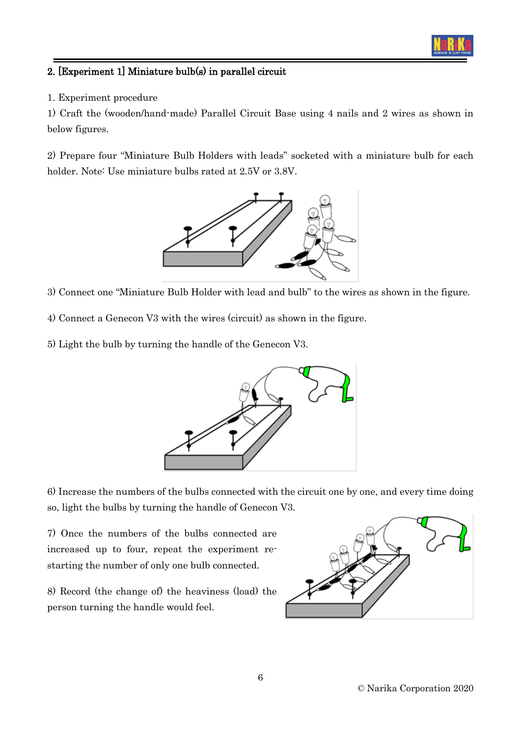## 2. [Experiment 1] Miniature bulb(s) in parallel circuit

1. Experiment procedure

1) Craft the (wooden/hand-made) Parallel Circuit Base using 4 nails and 2 wires as shown in below figures.

2) Prepare four "Miniature Bulb Holders with leads" socketed with a miniature bulb for each holder. Note: Use miniature bulbs rated at 2.5V or 3.8V.

3) Connect one "Miniature Bulb Holder with lead and bulb" to the wires as shown in the figure.

4) Connect a Genecon V3 with the wires (circuit) as shown in the figure.

5) Light the bulb by turning the handle of the Genecon V3.

6) Increase the numbers of the bulbs connected with the circuit one by one, and every time doing so, light the bulbs by turning the handle of Genecon V3.

7) Once the numbers of the bulbs connected are increased up to four, repeat the experiment re-starting the number of only one bulb connected.

8) Record (the change of) the heaviness (load) the person turning the handle would feel.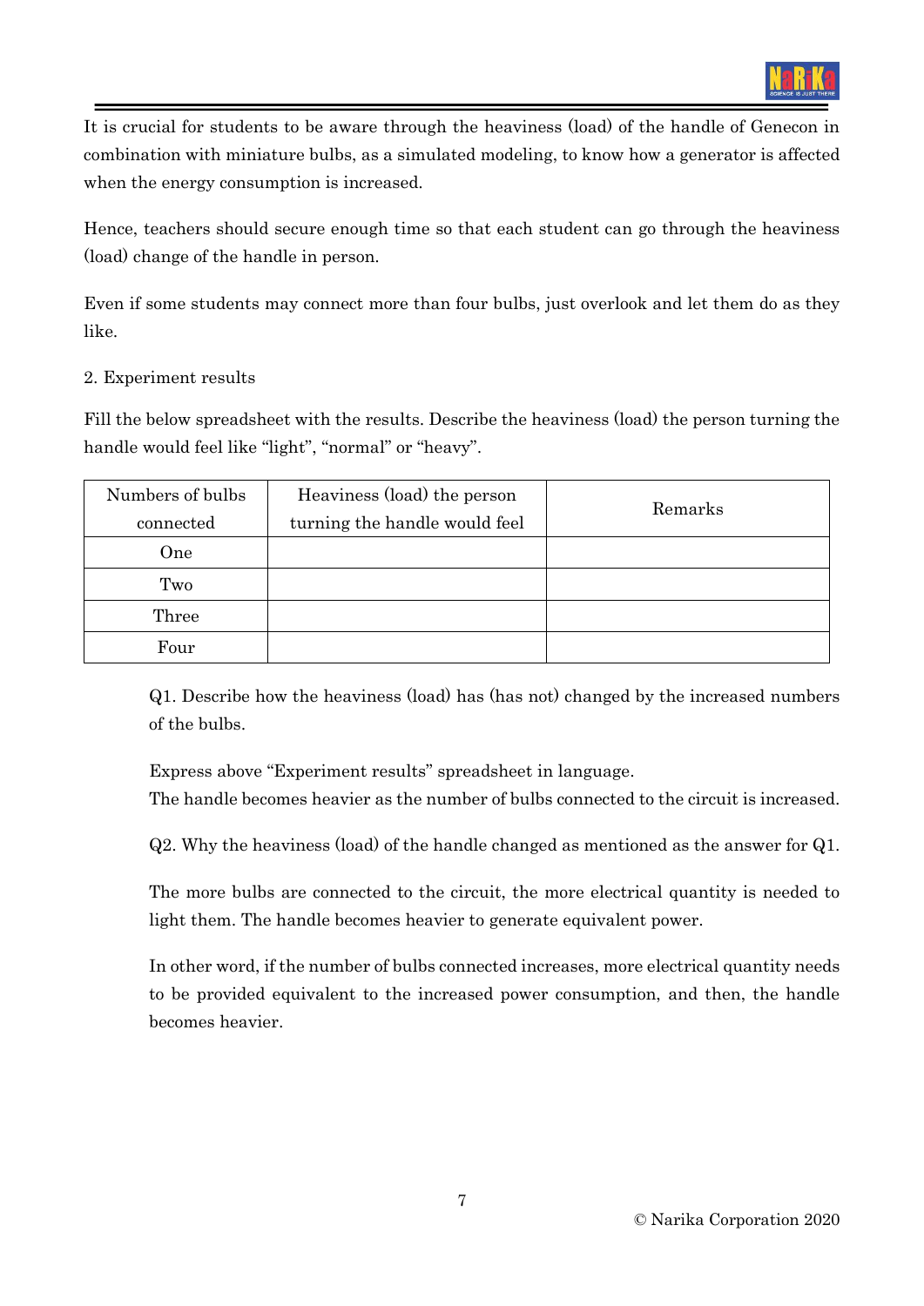It is crucial for students to be aware through the heaviness (load) of the handle of Genecon in combination with miniature bulbs, as a simulated modeling, to know how a generator is affected when the energy consumption is increased.

Hence, teachers should secure enough time so that each student can go through the heaviness (load) change of the handle in person.

Even if some students may connect more than four bulbs, just overlook and let them do as they like.

2. Experiment results

Fill the below spreadsheet with the results. Describe the heaviness (load) the person turning the handle would feel like "light", "normal" or "heavy".

| Numbers of bulbs connected | Heaviness (load) the person turning the handle would feel | Remarks |
|---|---|---|
| One | | |
| Two | | |
| Three | | |
| Four | | |

Q1. Describe how the heaviness (load) has (has not) changed by the increased numbers of the bulbs.

Express above "Experiment results" spreadsheet in language.
The handle becomes heavier as the number of bulbs connected to the circuit is increased.

Q2. Why the heaviness (load) of the handle changed as mentioned as the answer for Q1.

The more bulbs are connected to the circuit, the more electrical quantity is needed to light them. The handle becomes heavier to generate equivalent power.

In other word, if the number of bulbs connected increases, more electrical quantity needs to be provided equivalent to the increased power consumption, and then, the handle becomes heavier.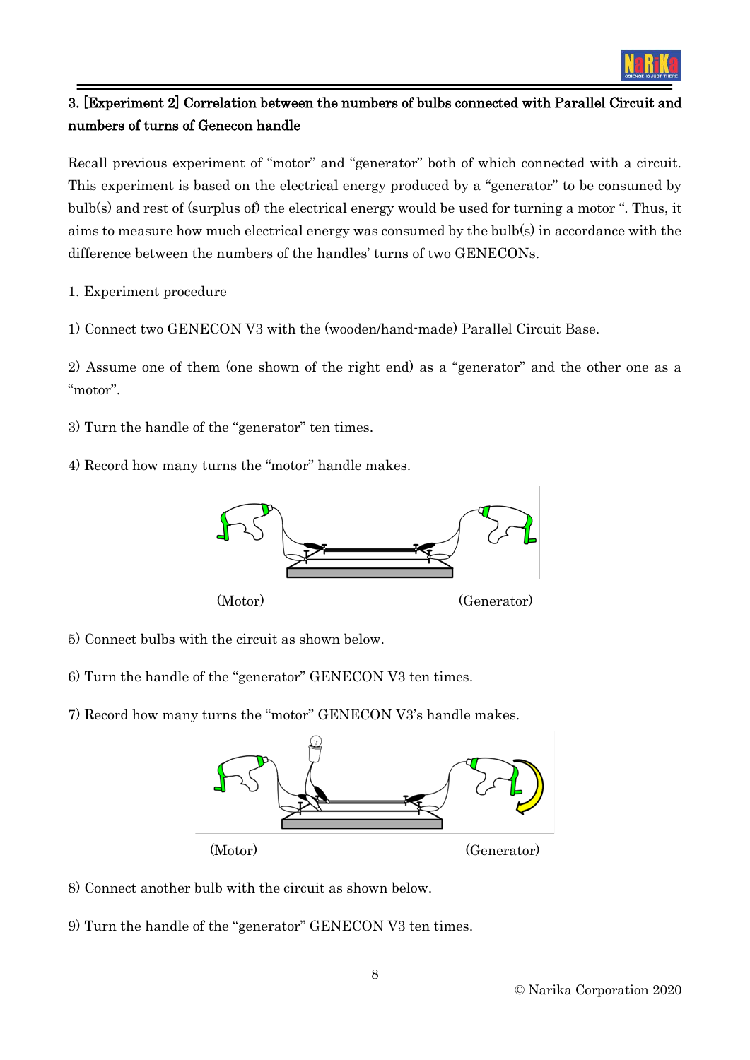### 3. [Experiment 2] Correlation between the numbers of bulbs connected with Parallel Circuit and numbers of turns of Genecon handle

Recall previous experiment of "motor" and "generator" both of which connected with a circuit. This experiment is based on the electrical energy produced by a "generator" to be consumed by bulb(s) and rest of (surplus of) the electrical energy would be used for turning a motor ". Thus, it aims to measure how much electrical energy was consumed by the bulb(s) in accordance with the difference between the numbers of the handles' turns of two GENECONs.

1. Experiment procedure

1) Connect two GENECON V3 with the (wooden/hand-made) Parallel Circuit Base.

2) Assume one of them (one shown of the right end) as a "generator" and the other one as a "motor".

3) Turn the handle of the "generator" ten times.

4) Record how many turns the "motor" handle makes.

(Motor) (Generator)

5) Connect bulbs with the circuit as shown below.

6) Turn the handle of the "generator" GENECON V3 ten times.

7) Record how many turns the "motor" GENECON V3's handle makes.

(Motor) (Generator)

8) Connect another bulb with the circuit as shown below.

9) Turn the handle of the "generator" GENECON V3 ten times.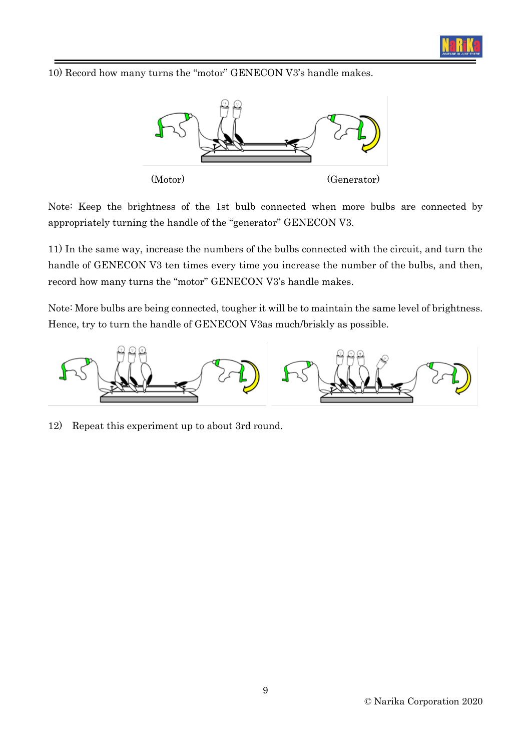10) Record how many turns the "motor" GENECON V3's handle makes.

(Motor) (Generator)

Note: Keep the brightness of the 1st bulb connected when more bulbs are connected by appropriately turning the handle of the "generator" GENECON V3.

11) In the same way, increase the numbers of the bulbs connected with the circuit, and turn the handle of GENECON V3 ten times every time you increase the number of the bulbs, and then, record how many turns the "motor" GENECON V3's handle makes.

Note: More bulbs are being connected, tougher it will be to maintain the same level of brightness. Hence, try to turn the handle of GENECON V3as much/briskly as possible.

12) Repeat this experiment up to about 3rd round.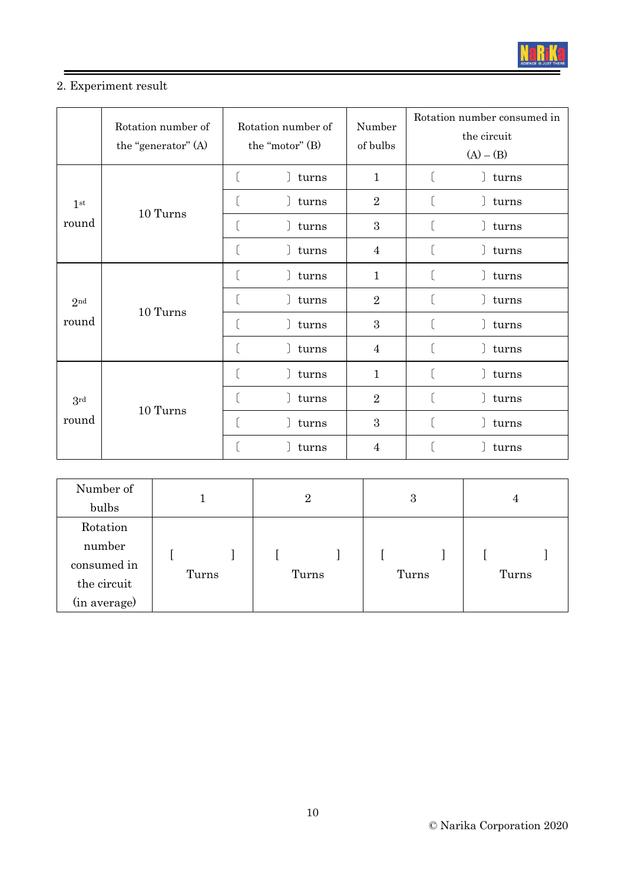2. Experiment result

| | Rotation number of the "generator" (A) | Rotation number of the "motor" (B) | Number of bulbs | Rotation number consumed in the circuit (A) – (B) |
|---|---|---|---|---|
| 1st round | 10 Turns | 〔　　〕 turns | 1 | 〔　　〕 turns |
| | | 〔　　〕 turns | 2 | 〔　　〕 turns |
| | | 〔　　〕 turns | 3 | 〔　　〕 turns |
| | | 〔　　〕 turns | 4 | 〔　　〕 turns |
| 2nd round | 10 Turns | 〔　　〕 turns | 1 | 〔　　〕 turns |
| | | 〔　　〕 turns | 2 | 〔　　〕 turns |
| | | 〔　　〕 turns | 3 | 〔　　〕 turns |
| | | 〔　　〕 turns | 4 | 〔　　〕 turns |
| 3rd round | 10 Turns | 〔　　〕 turns | 1 | 〔　　〕 turns |
| | | 〔　　〕 turns | 2 | 〔　　〕 turns |
| | | 〔　　〕 turns | 3 | 〔　　〕 turns |
| | | 〔　　〕 turns | 4 | 〔　　〕 turns |

| Number of bulbs | 1 | 2 | 3 | 4 |
|---|---|---|---|---|
| Rotation number consumed in the circuit (in average) | [　　] Turns | [　　] Turns | [　　] Turns | [　　] Turns |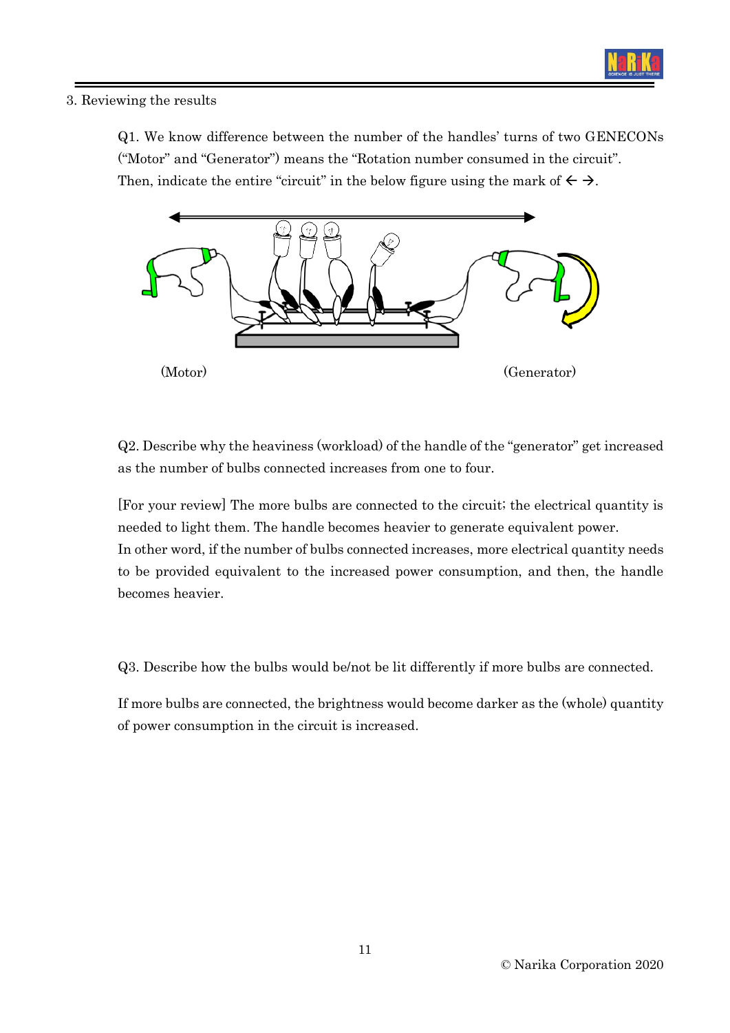3. Reviewing the results

Q1. We know difference between the number of the handles' turns of two GENECONs ("Motor" and "Generator") means the "Rotation number consumed in the circuit". Then, indicate the entire "circuit" in the below figure using the mark of ← →.

(Motor) (Generator)

Q2. Describe why the heaviness (workload) of the handle of the "generator" get increased as the number of bulbs connected increases from one to four.

[For your review] The more bulbs are connected to the circuit; the electrical quantity is needed to light them. The handle becomes heavier to generate equivalent power. In other word, if the number of bulbs connected increases, more electrical quantity needs to be provided equivalent to the increased power consumption, and then, the handle becomes heavier.

Q3. Describe how the bulbs would be/not be lit differently if more bulbs are connected.

If more bulbs are connected, the brightness would become darker as the (whole) quantity of power consumption in the circuit is increased.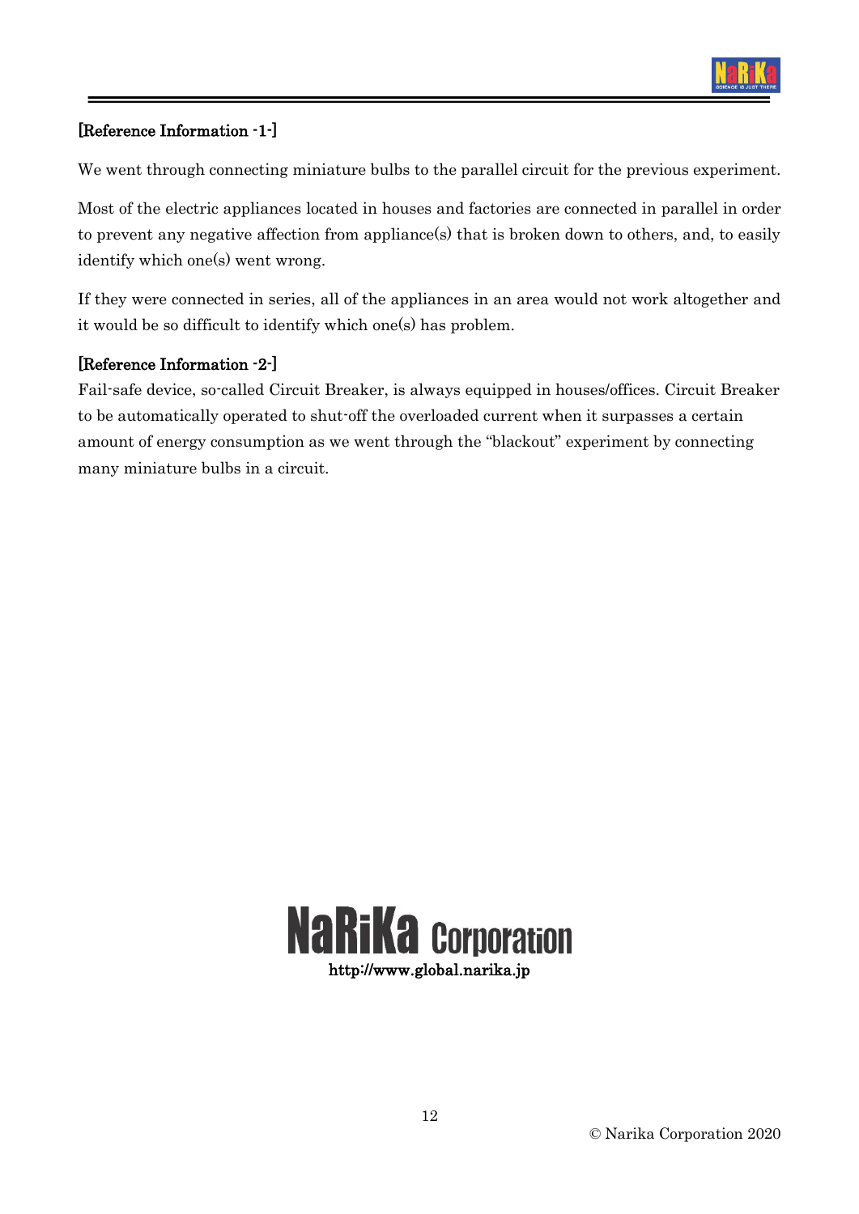### [Reference Information -1-]

We went through connecting miniature bulbs to the parallel circuit for the previous experiment.

Most of the electric appliances located in houses and factories are connected in parallel in order to prevent any negative affection from appliance(s) that is broken down to others, and, to easily identify which one(s) went wrong.

If they were connected in series, all of the appliances in an area would not work altogether and it would be so difficult to identify which one(s) has problem.

### [Reference Information -2-]

Fail-safe device, so-called Circuit Breaker, is always equipped in houses/offices. Circuit Breaker to be automatically operated to shut-off the overloaded current when it surpasses a certain amount of energy consumption as we went through the "blackout" experiment by connecting many miniature bulbs in a circuit.

NaRiKa Corporation
http://www.global.narika.jp

© Narika Corporation 2020